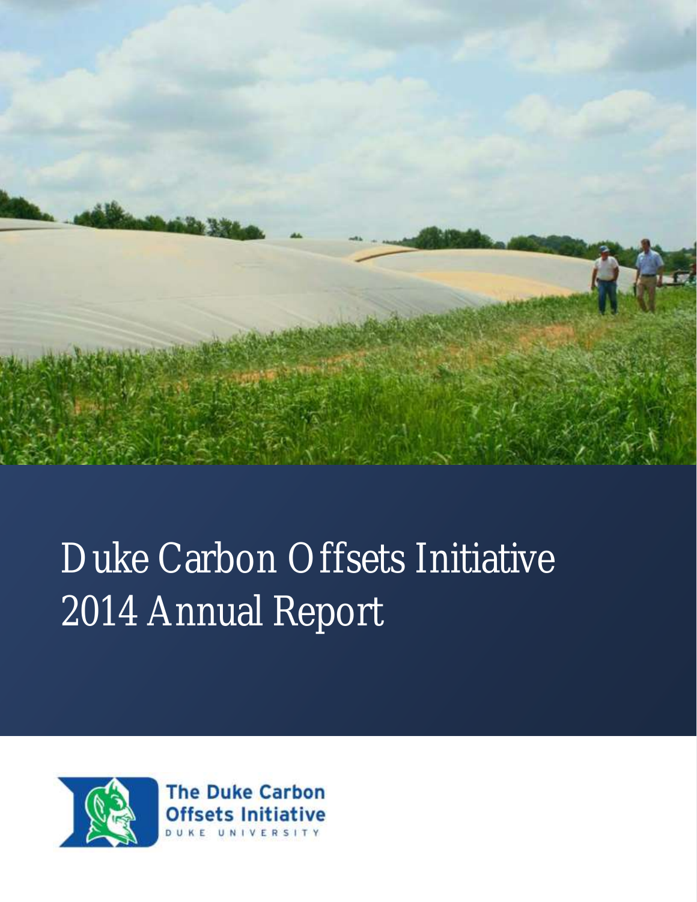# Duke Carbon Offsets Initiative 2014 Annual Report

The Duke Carbon Offsets Initiative

DUKE UNIVERSITY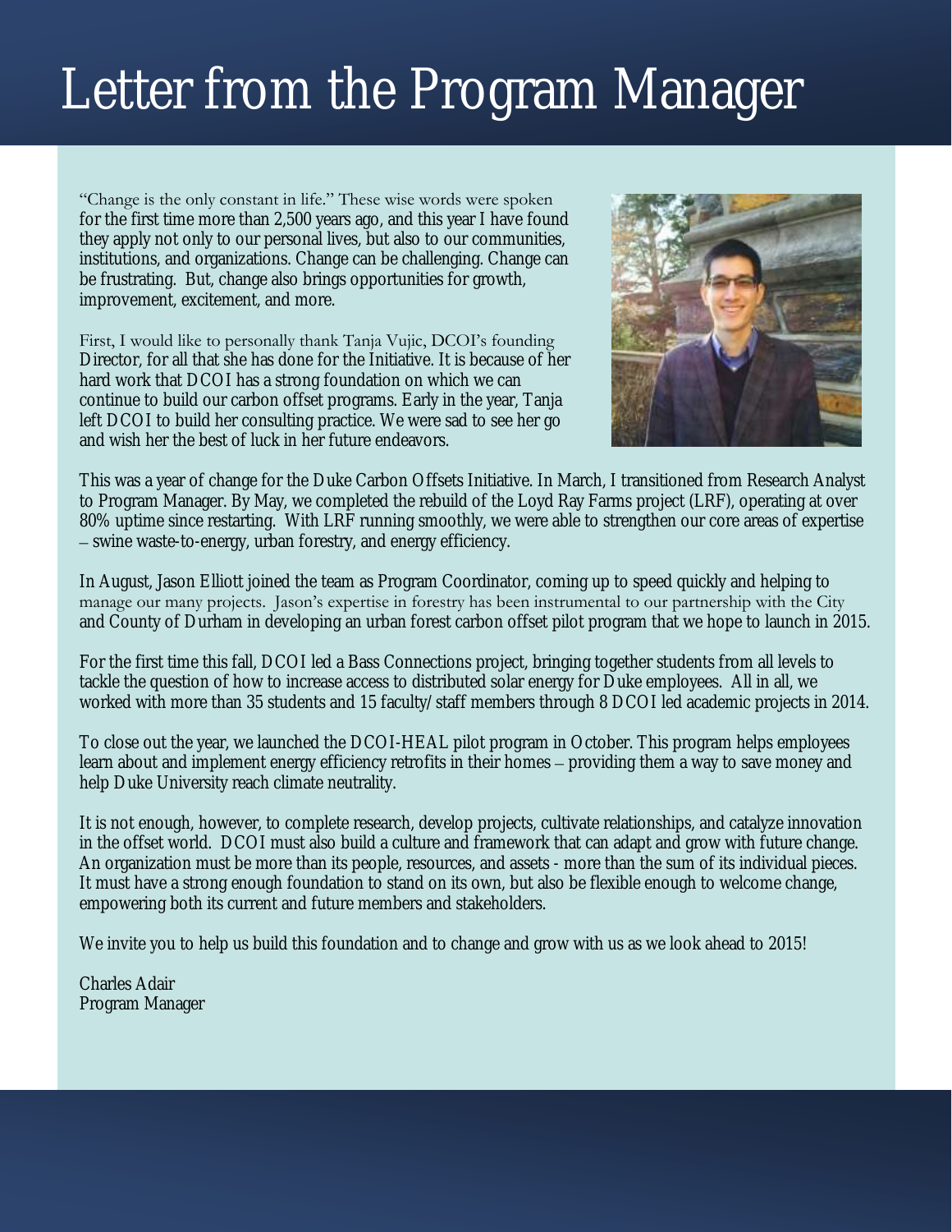# Letter from the Program Manager

"Change is the only constant in life." These wise words were spoken for the first time more than 2,500 years ago, and this year I have found they apply not only to our personal lives, but also to our communities, institutions, and organizations. Change can be challenging. Change can be frustrating. But, change also brings opportunities for growth, improvement, excitement, and more.

First, I would like to personally thank Tanja Vujic, DCOI's founding Director, for all that she has done for the Initiative. It is because of her hard work that DCOI has a strong foundation on which we can continue to build our carbon offset programs. Early in the year, Tanja left DCOI to build her consulting practice. We were sad to see her go and wish her the best of luck in her future endeavors.

This was a year of change for the Duke Carbon Offsets Initiative. In March, I transitioned from Research Analyst to Program Manager. By May, we completed the rebuild of the Loyd Ray Farms project (LRF), operating at over 80% uptime since restarting. With LRF running smoothly, we were able to strengthen our core areas of expertise – swine waste-to-energy, urban forestry, and energy efficiency.

In August, Jason Elliott joined the team as Program Coordinator, coming up to speed quickly and helping to manage our many projects. Jason's expertise in forestry has been instrumental to our partnership with the City and County of Durham in developing an urban forest carbon offset pilot program that we hope to launch in 2015.

For the first time this fall, DCOI led a Bass Connections project, bringing together students from all levels to tackle the question of how to increase access to distributed solar energy for Duke employees. All in all, we worked with more than 35 students and 15 faculty/staff members through 8 DCOI led academic projects in 2014.

To close out the year, we launched the DCOI-HEAL pilot program in October. This program helps employees learn about and implement energy efficiency retrofits in their homes – providing them a way to save money and help Duke University reach climate neutrality.

It is not enough, however, to complete research, develop projects, cultivate relationships, and catalyze innovation in the offset world. DCOI must also build a culture and framework that can adapt and grow with future change. An organization must be more than its people, resources, and assets - more than the sum of its individual pieces. It must have a strong enough foundation to stand on its own, but also be flexible enough to welcome change, empowering both its current and future members and stakeholders.

We invite you to help us build this foundation and to change and grow with us as we look ahead to 2015!

Charles Adair  
Program Manager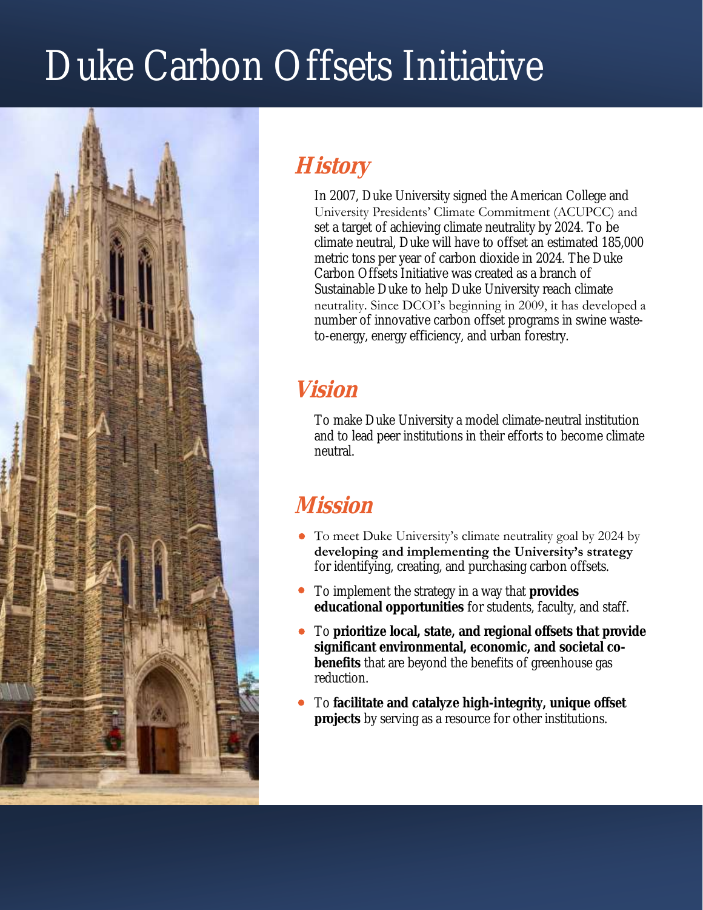# Duke Carbon Offsets Initiative

## *History*

In 2007, Duke University signed the American College and University Presidents' Climate Commitment (ACUPCC) and set a target of achieving climate neutrality by 2024. To be climate neutral, Duke will have to offset an estimated 185,000 metric tons per year of carbon dioxide in 2024. The Duke Carbon Offsets Initiative was created as a branch of Sustainable Duke to help Duke University reach climate neutrality. Since DCOI's beginning in 2009, it has developed a number of innovative carbon offset programs in swine waste-to-energy, energy efficiency, and urban forestry.

## *Vision*

To make Duke University a model climate-neutral institution and to lead peer institutions in their efforts to become climate neutral.

## *Mission*

- To meet Duke University's climate neutrality goal by 2024 by **developing and implementing the University's strategy** for identifying, creating, and purchasing carbon offsets.
- To implement the strategy in a way that **provides educational opportunities** for students, faculty, and staff.
- To **prioritize local, state, and regional offsets that provide significant environmental, economic, and societal co-benefits** that are beyond the benefits of greenhouse gas reduction.
- To **facilitate and catalyze high-integrity, unique offset projects** by serving as a resource for other institutions.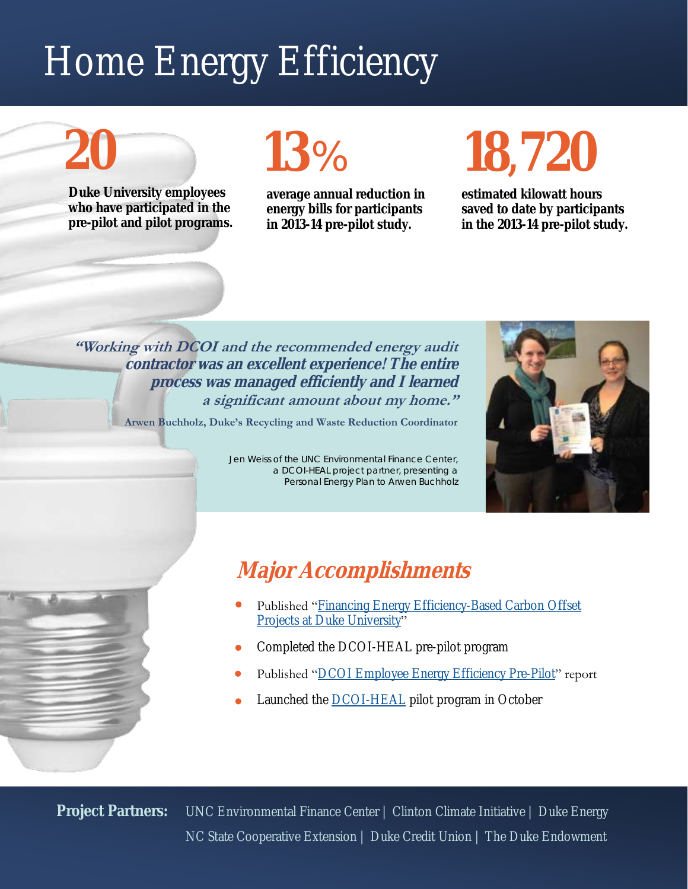# Home Energy Efficiency

**20**

**Duke University employees who have participated in the pre-pilot and pilot programs.**

**13%**

**average annual reduction in energy bills for participants in 2013-14 pre-pilot study.**

**18,720**

**estimated kilowatt hours saved to date by participants in the 2013-14 pre-pilot study.**

***"Working with DCOI and the recommended energy audit contractor was an excellent experience! The entire process was managed efficiently and I learned a significant amount about my home."***

**Arwen Buchholz, Duke's Recycling and Waste Reduction Coordinator**

Jen Weiss of the UNC Environmental Finance Center, a DCOI-HEAL project partner, presenting a Personal Energy Plan to Arwen Buchholz

## *Major Accomplishments*

- Published "Financing Energy Efficiency-Based Carbon Offset Projects at Duke University"
- Completed the DCOI-HEAL pre-pilot program
- Published "DCOI Employee Energy Efficiency Pre-Pilot" report
- Launched the DCOI-HEAL pilot program in October

**Project Partners:** UNC Environmental Finance Center | Clinton Climate Initiative | Duke Energy | NC State Cooperative Extension | Duke Credit Union | The Duke Endowment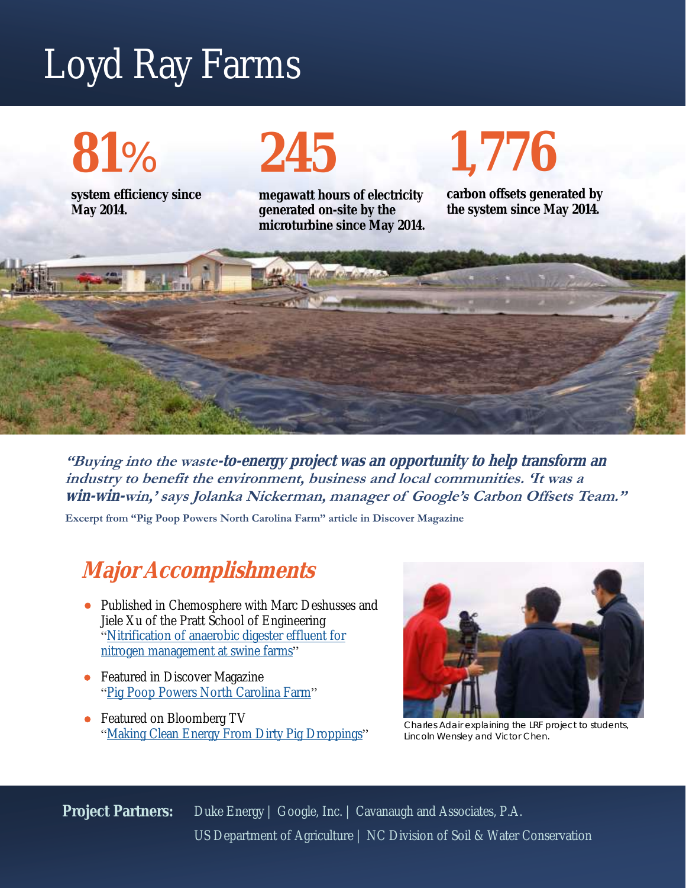# Loyd Ray Farms

**81%**

**system efficiency since May 2014.**

**245**

**megawatt hours of electricity generated on-site by the microturbine since May 2014.**

**1,776**

**carbon offsets generated by the system since May 2014.**

***"Buying into the waste-to-energy project was an opportunity to help transform an industry to benefit the environment, business and local communities. 'It was a win-win-win,' says Jolanka Nickerman, manager of Google's Carbon Offsets Team."***

**Excerpt from "Pig Poop Powers North Carolina Farm" article in Discover Magazine**

## *Major Accomplishments*

- Published in Chemosphere with Marc Deshusses and Jiele Xu of the Pratt School of Engineering "[Nitrification of anaerobic digester effluent for nitrogen management at swine farms]"
- Featured in Discover Magazine "[Pig Poop Powers North Carolina Farm]"
- Featured on Bloomberg TV "[Making Clean Energy From Dirty Pig Droppings]"

Charles Adair explaining the LRF project to students, Lincoln Wensley and Victor Chen.

**Project Partners:** Duke Energy | Google, Inc. | Cavanaugh and Associates, P.A.
US Department of Agriculture | NC Division of Soil & Water Conservation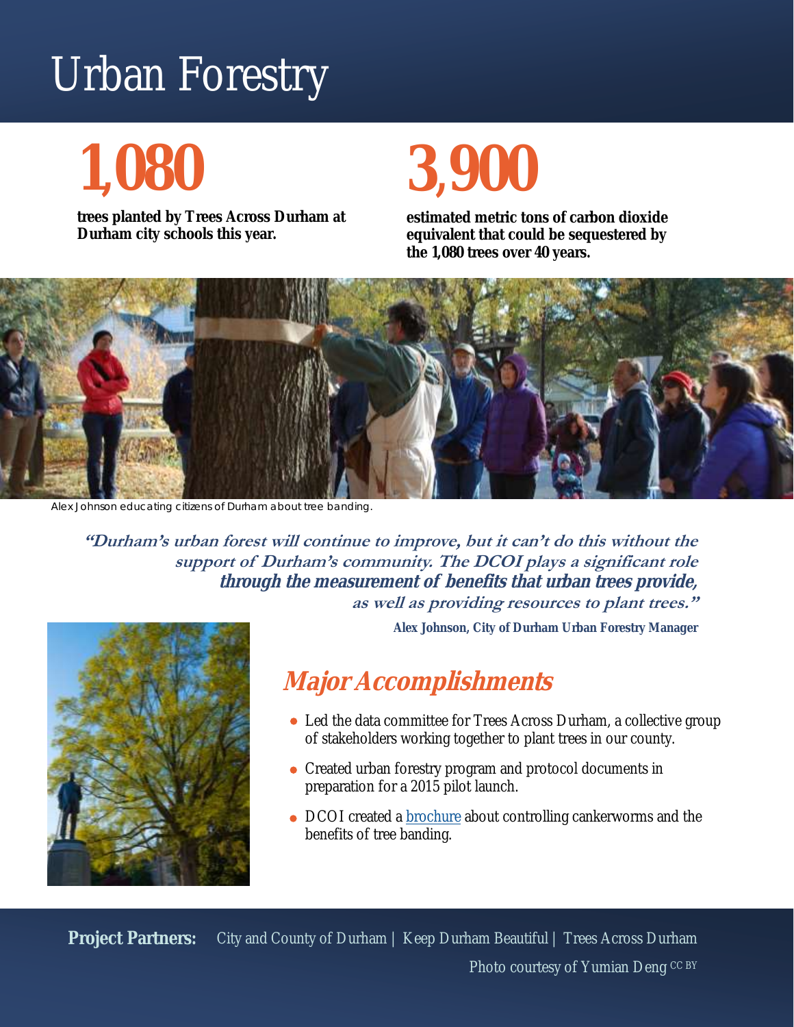# Urban Forestry

**1,080**

**trees planted by Trees Across Durham at Durham city schools this year.**

**3,900**

**estimated metric tons of carbon dioxide equivalent that could be sequestered by the 1,080 trees over 40 years.**

Alex Johnson educating citizens of Durham about tree banding.

> ***"Durham's urban forest will continue to improve, but it can't do this without the support of Durham's community. The DCOI plays a significant role through the measurement of benefits that urban trees provide, as well as providing resources to plant trees."***
>
> **Alex Johnson, City of Durham Urban Forestry Manager**

## *Major Accomplishments*

- Led the data committee for Trees Across Durham, a collective group of stakeholders working together to plant trees in our county.
- Created urban forestry program and protocol documents in preparation for a 2015 pilot launch.
- DCOI created a brochure about controlling cankerworms and the benefits of tree banding.

**Project Partners:** City and County of Durham | Keep Durham Beautiful | Trees Across Durham

Photo courtesy of Yumian Deng CC BY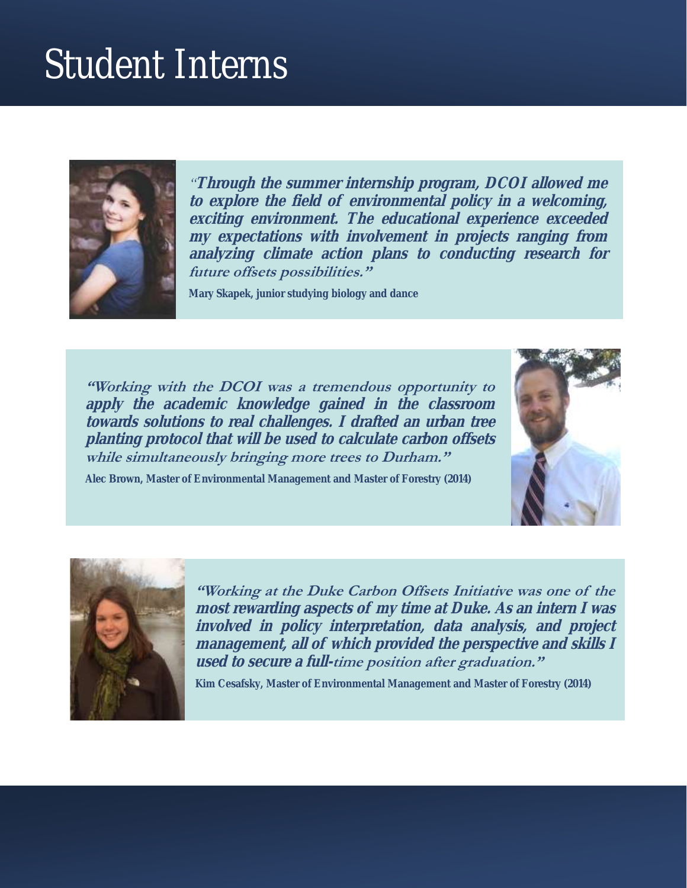# Student Interns

***"Through the summer internship program, DCOI allowed me to explore the field of environmental policy in a welcoming, exciting environment. The educational experience exceeded my expectations with involvement in projects ranging from analyzing climate action plans to conducting research for future offsets possibilities."***

**Mary Skapek, junior studying biology and dance**

***"Working with the DCOI was a tremendous opportunity to apply the academic knowledge gained in the classroom towards solutions to real challenges. I drafted an urban tree planting protocol that will be used to calculate carbon offsets while simultaneously bringing more trees to Durham."***

**Alec Brown, Master of Environmental Management and Master of Forestry (2014)**

***"Working at the Duke Carbon Offsets Initiative was one of the most rewarding aspects of my time at Duke. As an intern I was involved in policy interpretation, data analysis, and project management, all of which provided the perspective and skills I used to secure a full-time position after graduation."***

**Kim Cesafsky, Master of Environmental Management and Master of Forestry (2014)**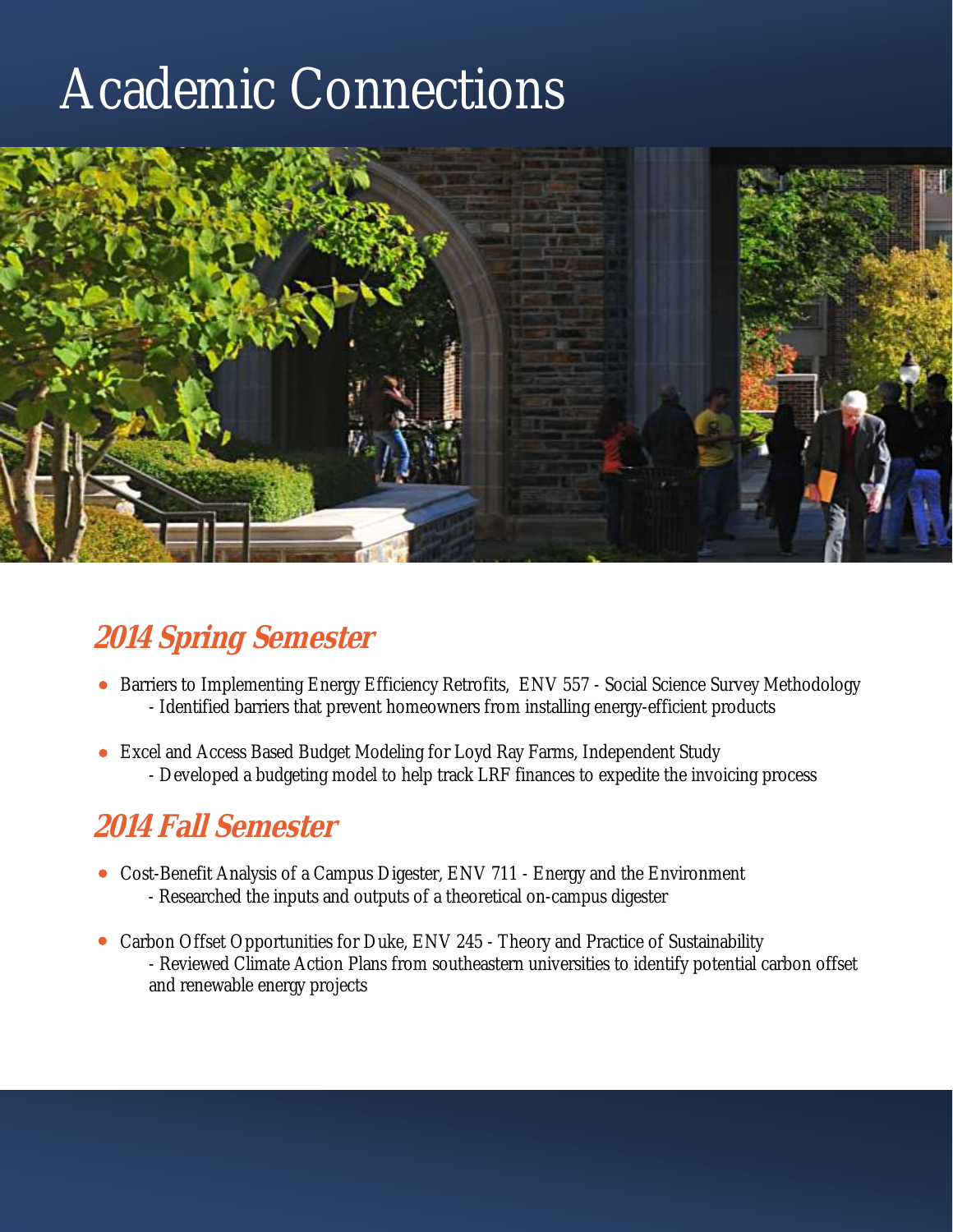# Academic Connections

## *2014 Spring Semester*

- Barriers to Implementing Energy Efficiency Retrofits, ENV 557 - Social Science Survey Methodology
  - Identified barriers that prevent homeowners from installing energy-efficient products
- Excel and Access Based Budget Modeling for Loyd Ray Farms, Independent Study
  - Developed a budgeting model to help track LRF finances to expedite the invoicing process

## *2014 Fall Semester*

- Cost-Benefit Analysis of a Campus Digester, ENV 711 - Energy and the Environment
  - Researched the inputs and outputs of a theoretical on-campus digester
- Carbon Offset Opportunities for Duke, ENV 245 - Theory and Practice of Sustainability
  - Reviewed Climate Action Plans from southeastern universities to identify potential carbon offset and renewable energy projects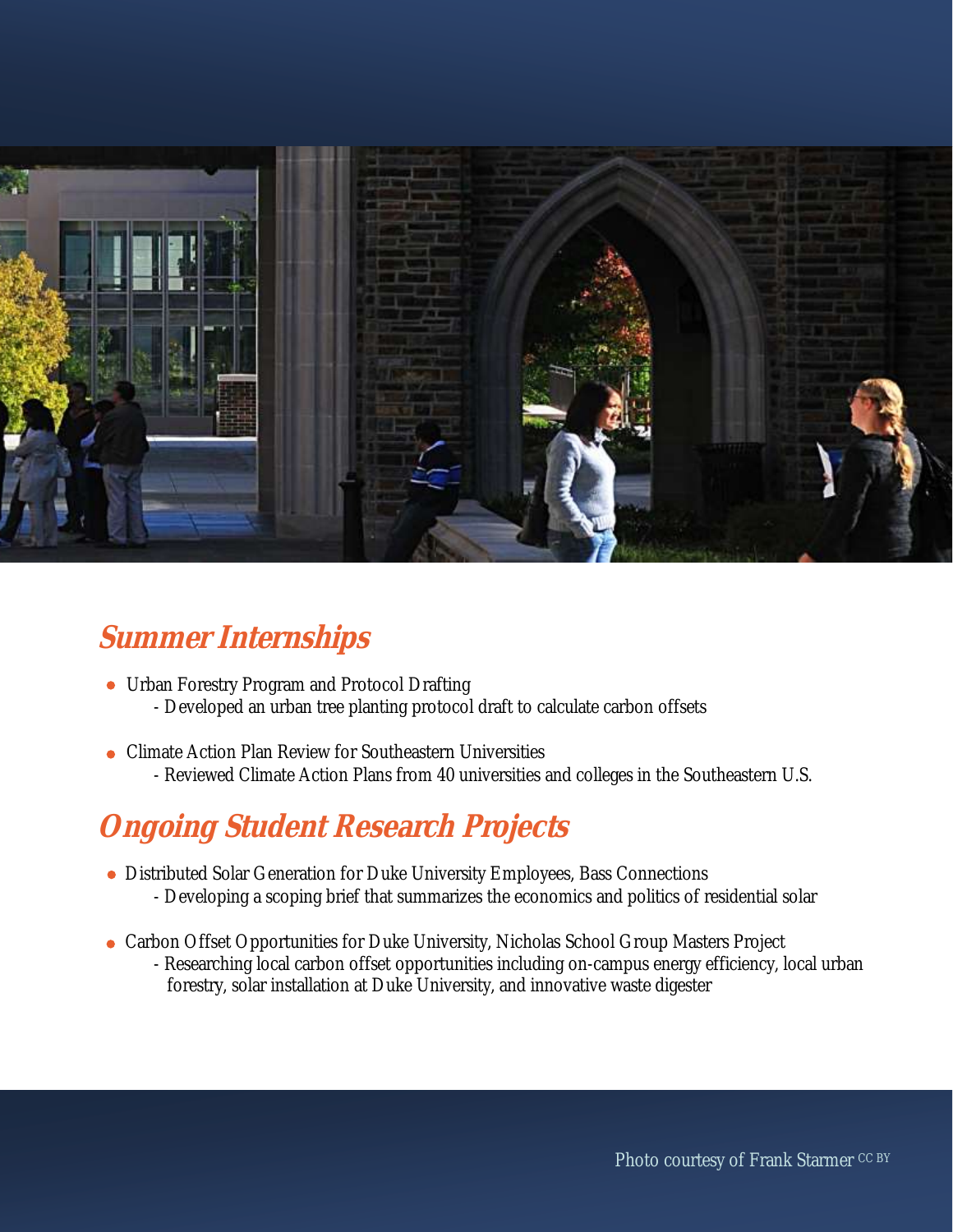## Summer Internships

- Urban Forestry Program and Protocol Drafting
  - Developed an urban tree planting protocol draft to calculate carbon offsets

- Climate Action Plan Review for Southeastern Universities
  - Reviewed Climate Action Plans from 40 universities and colleges in the Southeastern U.S.

## Ongoing Student Research Projects

- Distributed Solar Generation for Duke University Employees, Bass Connections
  - Developing a scoping brief that summarizes the economics and politics of residential solar

- Carbon Offset Opportunities for Duke University, Nicholas School Group Masters Project
  - Researching local carbon offset opportunities including on-campus energy efficiency, local urban forestry, solar installation at Duke University, and innovative waste digester

Photo courtesy of Frank Starmer CC BY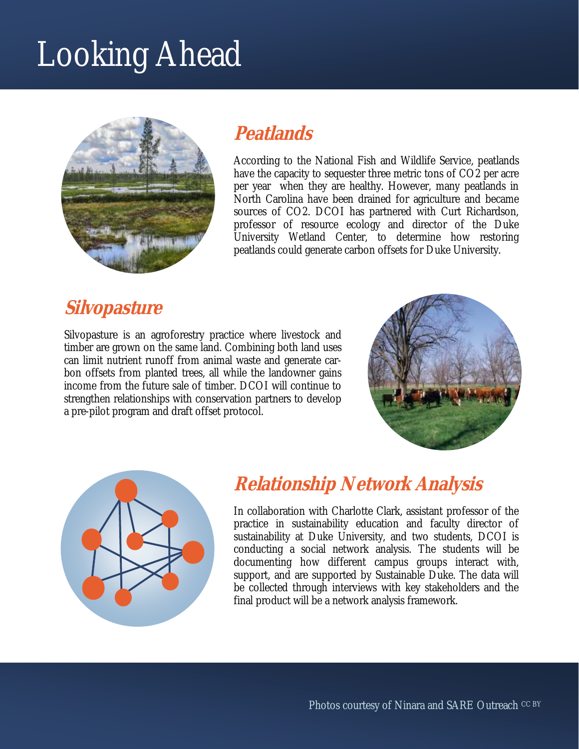# Looking Ahead

## Peatlands

According to the National Fish and Wildlife Service, peatlands have the capacity to sequester three metric tons of $CO_2$ per acre per year  when they are healthy. However, many peatlands in North Carolina have been drained for agriculture and became sources of $CO_2$. DCOI has partnered with Curt Richardson, professor of resource ecology and director of the Duke University Wetland Center, to determine how restoring peatlands could generate carbon offsets for Duke University.

## Silvopasture

Silvopasture is an agroforestry practice where livestock and timber are grown on the same land. Combining both land uses can limit nutrient runoff from animal waste and generate carbon offsets from planted trees, all while the landowner gains income from the future sale of timber. DCOI will continue to strengthen relationships with conservation partners to develop a pre-pilot program and draft offset protocol.

## Relationship Network Analysis

In collaboration with Charlotte Clark, assistant professor of the practice in sustainability education and faculty director of sustainability at Duke University, and two students, DCOI is conducting a social network analysis. The students will be documenting how different campus groups interact with, support, and are supported by Sustainable Duke. The data will be collected through interviews with key stakeholders and the final product will be a network analysis framework.

Photos courtesy of Ninara and SARE Outreach CC BY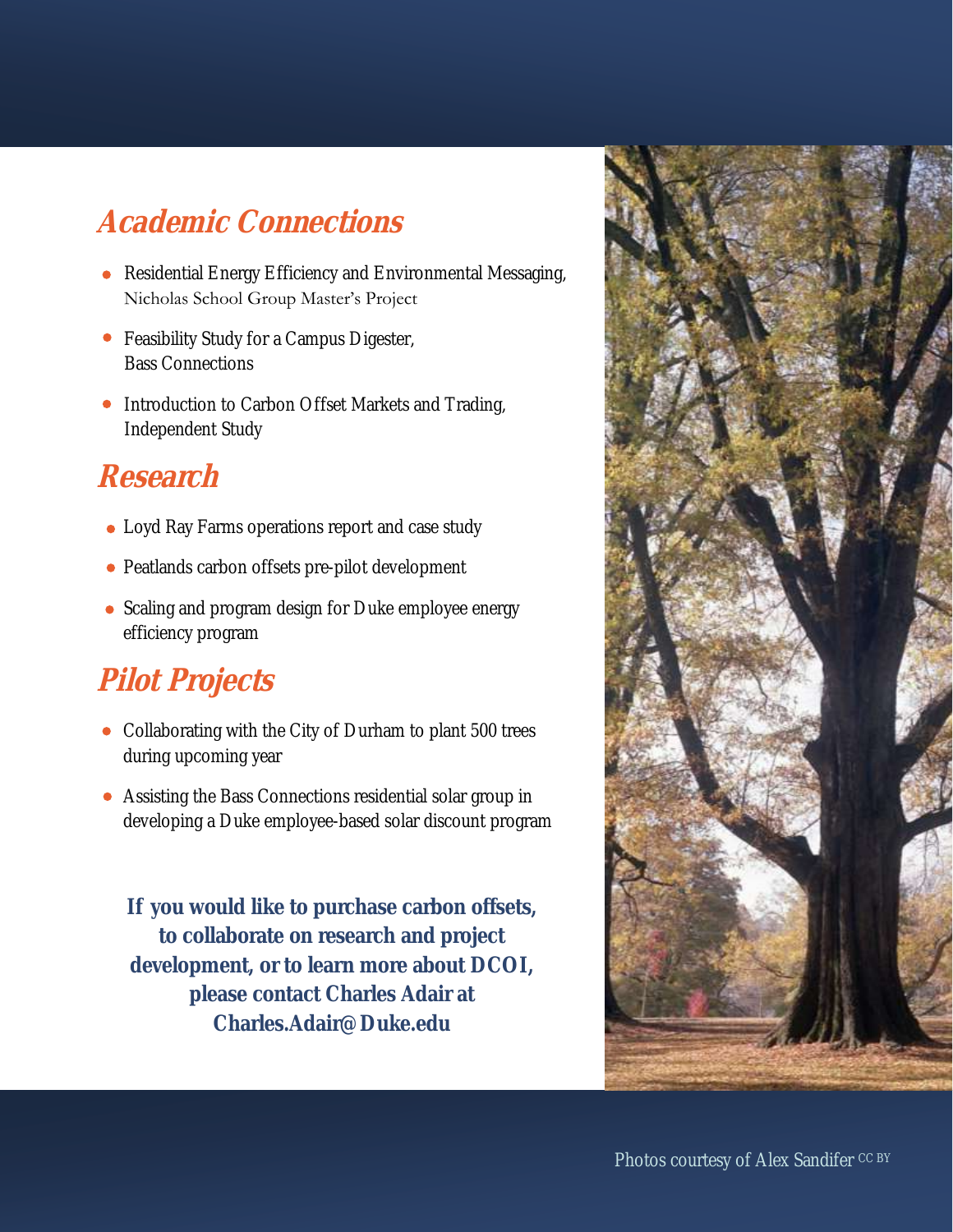## Academic Connections

- Residential Energy Efficiency and Environmental Messaging, Nicholas School Group Master's Project
- Feasibility Study for a Campus Digester, Bass Connections
- Introduction to Carbon Offset Markets and Trading, Independent Study

## Research

- Loyd Ray Farms operations report and case study
- Peatlands carbon offsets pre-pilot development
- Scaling and program design for Duke employee energy efficiency program

## Pilot Projects

- Collaborating with the City of Durham to plant 500 trees during upcoming year
- Assisting the Bass Connections residential solar group in developing a Duke employee-based solar discount program

**If you would like to purchase carbon offsets, to collaborate on research and project development, or to learn more about DCOI, please contact Charles Adair at Charles.Adair@Duke.edu**

Photos courtesy of Alex Sandifer CC BY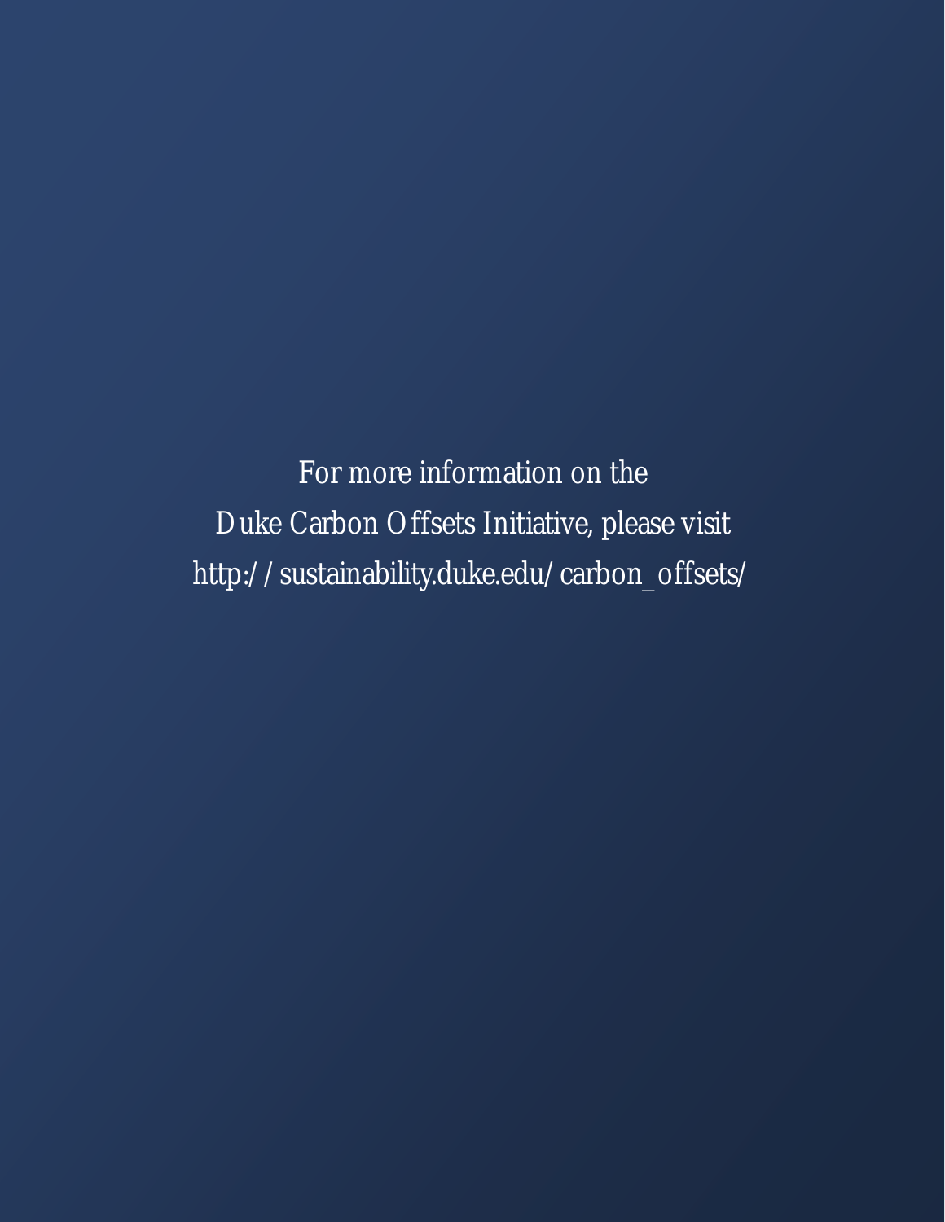For more information on the
Duke Carbon Offsets Initiative, please visit
http://sustainability.duke.edu/carbon_offsets/